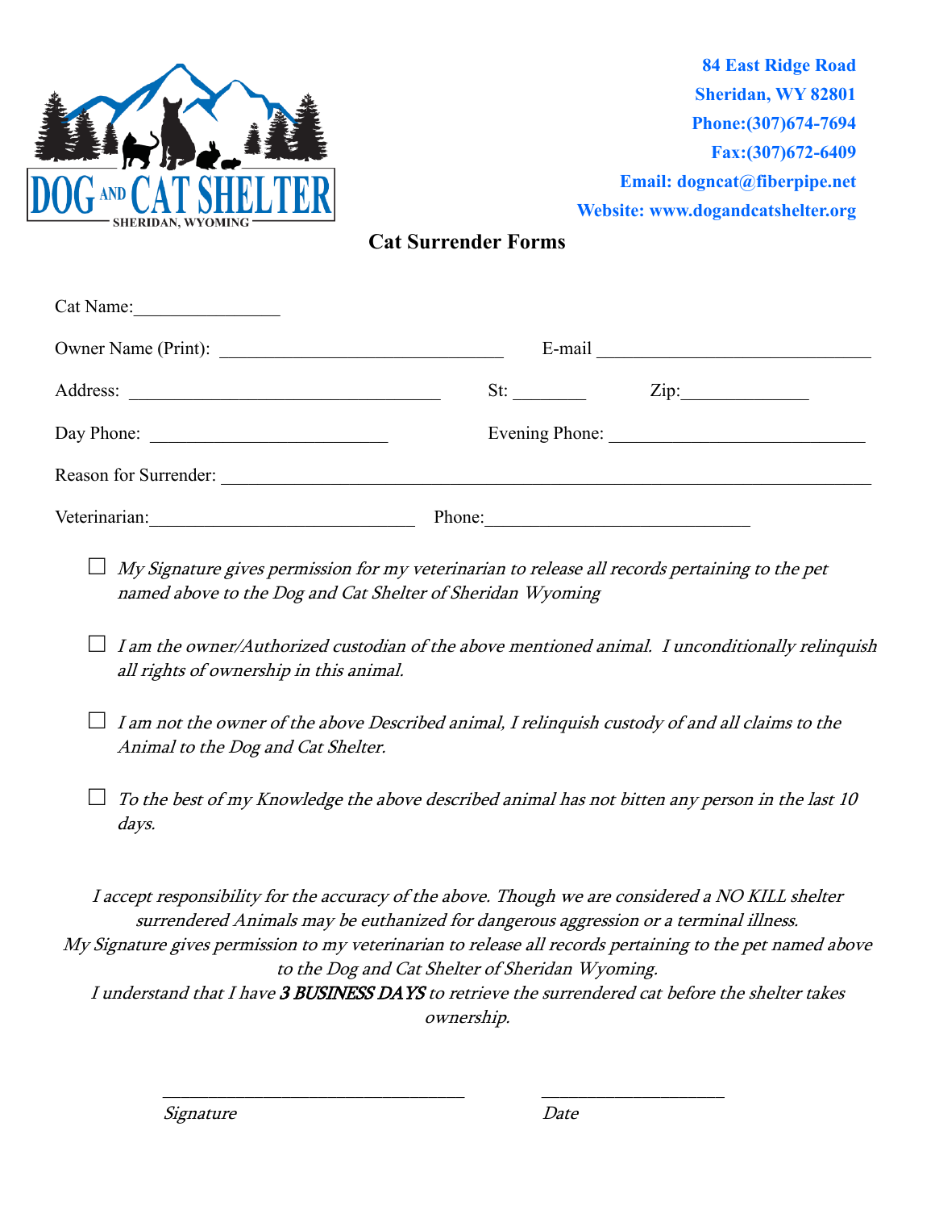DOG AND CAT SHELTER
SHERIDAN, WYOMING

**84 East Ridge Road**
**Sheridan, WY 82801**
**Phone:(307)674-7694**
**Fax:(307)672-6409**
**Email: dogncat@fiberpipe.net**
**Website: www.dogandcatshelter.org**

# Cat Surrender Forms

Cat Name:________________

Owner Name (Print): _______________________________ E-mail ______________________________

Address: __________________________________ St: ________ Zip:_____________

Day Phone: __________________________ Evening Phone: ___________________________

Reason for Surrender: ________________________________________________________________________

Veterinarian:_____________________________ Phone:_____________________________

☐ *My Signature gives permission for my veterinarian to release all records pertaining to the pet named above to the Dog and Cat Shelter of Sheridan Wyoming*

☐ *I am the owner/Authorized custodian of the above mentioned animal. I unconditionally relinquish all rights of ownership in this animal.*

☐ *I am not the owner of the above Described animal, I relinquish custody of and all claims to the Animal to the Dog and Cat Shelter.*

☐ *To the best of my Knowledge the above described animal has not bitten any person in the last 10 days.*

*I accept responsibility for the accuracy of the above. Though we are considered a NO KILL shelter surrendered Animals may be euthanized for dangerous aggression or a terminal illness.*
*My Signature gives permission to my veterinarian to release all records pertaining to the pet named above to the Dog and Cat Shelter of Sheridan Wyoming.*
*I understand that I have* ***3 BUSINESS DAYS*** *to retrieve the surrendered cat before the shelter takes ownership.*

__________________________________ ____________________

*Signature* *Date*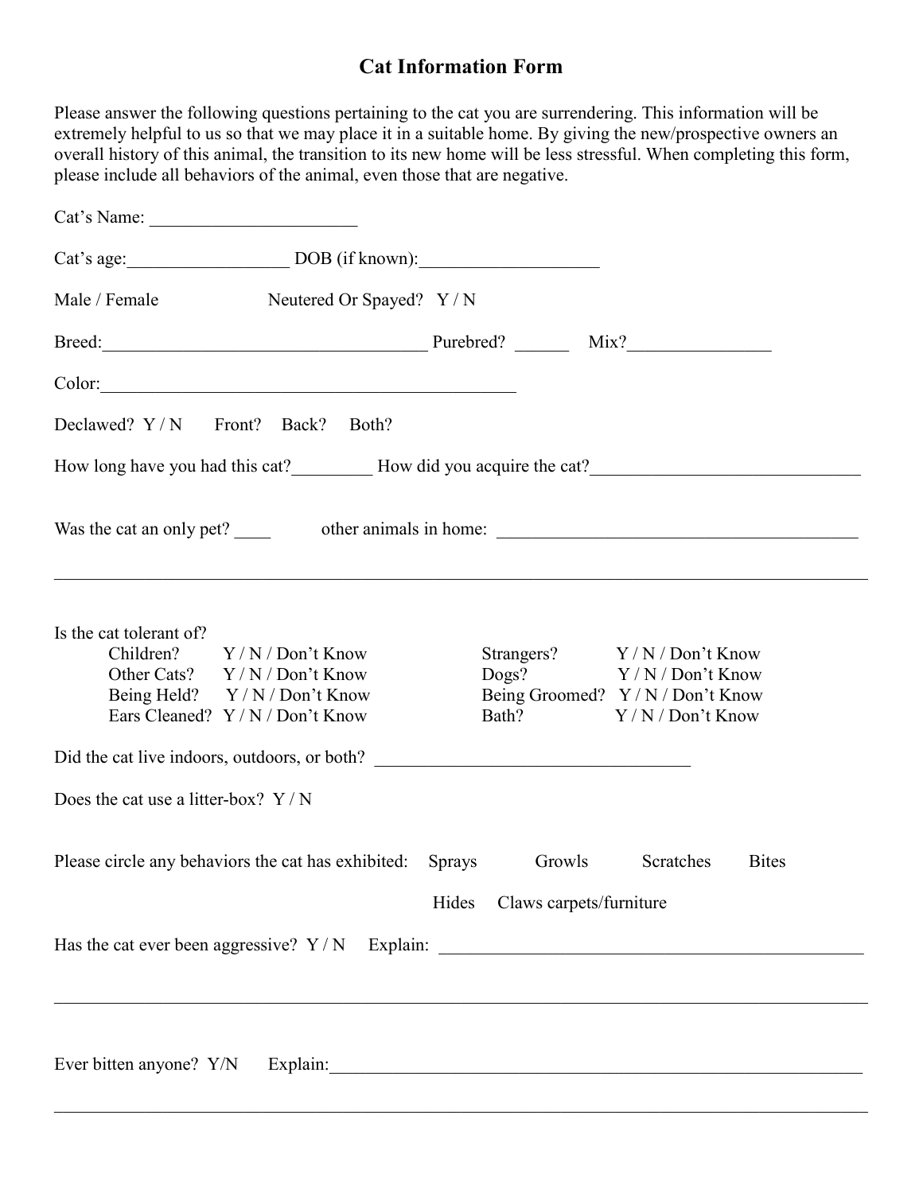# Cat Information Form

Please answer the following questions pertaining to the cat you are surrendering. This information will be extremely helpful to us so that we may place it in a suitable home. By giving the new/prospective owners an overall history of this animal, the transition to its new home will be less stressful. When completing this form, please include all behaviors of the animal, even those that are negative.

Cat's Name: _______________________

Cat's age:__________________ DOB (if known):____________________

Male / Female    Neutered Or Spayed? Y / N

Breed:____________________________________ Purebred? ______ Mix?________________

Color:_______________________________________________

Declawed? Y / N    Front?  Back?  Both?

How long have you had this cat?_________ How did you acquire the cat?______________________________

Was the cat an only pet? ____    other animals in home: _________________________________________

_____________________________________________________________________________________________

Is the cat tolerant of?

- Children? Y / N / Don't Know
- Other Cats? Y / N / Don't Know
- Being Held? Y / N / Don't Know
- Ears Cleaned? Y / N / Don't Know
- Strangers? Y / N / Don't Know
- Dogs? Y / N / Don't Know
- Being Groomed? Y / N / Don't Know
- Bath? Y / N / Don't Know

Did the cat live indoors, outdoors, or both? ___________________________________

Does the cat use a litter-box? Y / N

Please circle any behaviors the cat has exhibited:  Sprays  Growls  Scratches  Bites  Hides  Claws carpets/furniture

Has the cat ever been aggressive? Y / N  Explain: _________________________________________________

_____________________________________________________________________________________________

Ever bitten anyone? Y/N  Explain:_________________________________________________________________

_____________________________________________________________________________________________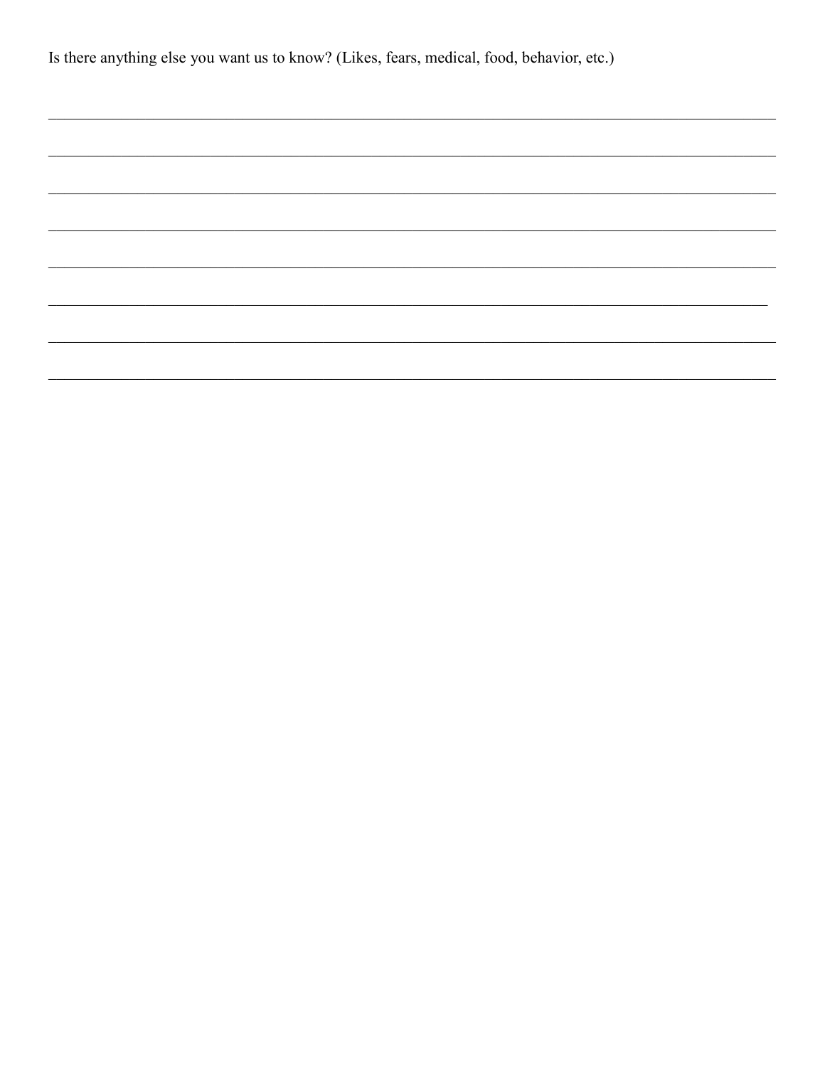Is there anything else you want us to know? (Likes, fears, medical, food, behavior, etc.)

\_\_\_\_\_\_\_\_\_\_\_\_\_\_\_\_\_\_\_\_\_\_\_\_\_\_\_\_\_\_\_\_\_\_\_\_\_\_\_\_\_\_\_\_\_\_\_\_\_\_\_\_\_\_\_\_\_\_\_\_\_\_\_\_\_\_\_\_\_\_\_\_\_\_\_\_\_\_

\_\_\_\_\_\_\_\_\_\_\_\_\_\_\_\_\_\_\_\_\_\_\_\_\_\_\_\_\_\_\_\_\_\_\_\_\_\_\_\_\_\_\_\_\_\_\_\_\_\_\_\_\_\_\_\_\_\_\_\_\_\_\_\_\_\_\_\_\_\_\_\_\_\_\_\_\_\_

\_\_\_\_\_\_\_\_\_\_\_\_\_\_\_\_\_\_\_\_\_\_\_\_\_\_\_\_\_\_\_\_\_\_\_\_\_\_\_\_\_\_\_\_\_\_\_\_\_\_\_\_\_\_\_\_\_\_\_\_\_\_\_\_\_\_\_\_\_\_\_\_\_\_\_\_\_\_

\_\_\_\_\_\_\_\_\_\_\_\_\_\_\_\_\_\_\_\_\_\_\_\_\_\_\_\_\_\_\_\_\_\_\_\_\_\_\_\_\_\_\_\_\_\_\_\_\_\_\_\_\_\_\_\_\_\_\_\_\_\_\_\_\_\_\_\_\_\_\_\_\_\_\_\_\_\_

\_\_\_\_\_\_\_\_\_\_\_\_\_\_\_\_\_\_\_\_\_\_\_\_\_\_\_\_\_\_\_\_\_\_\_\_\_\_\_\_\_\_\_\_\_\_\_\_\_\_\_\_\_\_\_\_\_\_\_\_\_\_\_\_\_\_\_\_\_\_\_\_\_\_\_\_\_\_

\_\_\_\_\_\_\_\_\_\_\_\_\_\_\_\_\_\_\_\_\_\_\_\_\_\_\_\_\_\_\_\_\_\_\_\_\_\_\_\_\_\_\_\_\_\_\_\_\_\_\_\_\_\_\_\_\_\_\_\_\_\_\_\_\_\_\_\_\_\_\_\_\_\_\_\_\_

\_\_\_\_\_\_\_\_\_\_\_\_\_\_\_\_\_\_\_\_\_\_\_\_\_\_\_\_\_\_\_\_\_\_\_\_\_\_\_\_\_\_\_\_\_\_\_\_\_\_\_\_\_\_\_\_\_\_\_\_\_\_\_\_\_\_\_\_\_\_\_\_\_\_\_\_\_\_

\_\_\_\_\_\_\_\_\_\_\_\_\_\_\_\_\_\_\_\_\_\_\_\_\_\_\_\_\_\_\_\_\_\_\_\_\_\_\_\_\_\_\_\_\_\_\_\_\_\_\_\_\_\_\_\_\_\_\_\_\_\_\_\_\_\_\_\_\_\_\_\_\_\_\_\_\_\_